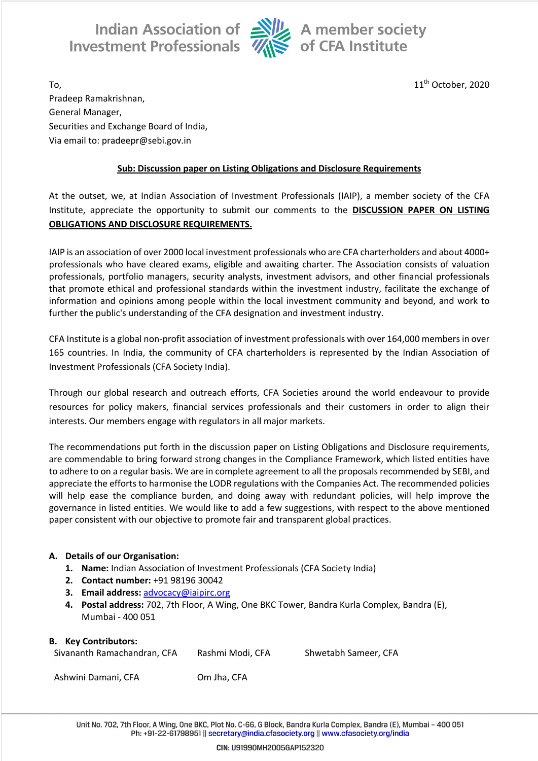Indian Association of Investment Professionals — A member society of CFA Institute

To,
Pradeep Ramakrishnan,
General Manager,
Securities and Exchange Board of India,
Via email to: pradeepr@sebi.gov.in

11th October, 2020

**Sub: Discussion paper on Listing Obligations and Disclosure Requirements**

At the outset, we, at Indian Association of Investment Professionals (IAIP), a member society of the CFA Institute, appreciate the opportunity to submit our comments to the **DISCUSSION PAPER ON LISTING OBLIGATIONS AND DISCLOSURE REQUIREMENTS.**

IAIP is an association of over 2000 local investment professionals who are CFA charterholders and about 4000+ professionals who have cleared exams, eligible and awaiting charter. The Association consists of valuation professionals, portfolio managers, security analysts, investment advisors, and other financial professionals that promote ethical and professional standards within the investment industry, facilitate the exchange of information and opinions among people within the local investment community and beyond, and work to further the public's understanding of the CFA designation and investment industry.

CFA Institute is a global non-profit association of investment professionals with over 164,000 members in over 165 countries. In India, the community of CFA charterholders is represented by the Indian Association of Investment Professionals (CFA Society India).

Through our global research and outreach efforts, CFA Societies around the world endeavour to provide resources for policy makers, financial services professionals and their customers in order to align their interests. Our members engage with regulators in all major markets.

The recommendations put forth in the discussion paper on Listing Obligations and Disclosure requirements, are commendable to bring forward strong changes in the Compliance Framework, which listed entities have to adhere to on a regular basis. We are in complete agreement to all the proposals recommended by SEBI, and appreciate the efforts to harmonise the LODR regulations with the Companies Act. The recommended policies will help ease the compliance burden, and doing away with redundant policies, will help improve the governance in listed entities. We would like to add a few suggestions, with respect to the above mentioned paper consistent with our objective to promote fair and transparent global practices.

**A. Details of our Organisation:**

1. **Name:** Indian Association of Investment Professionals (CFA Society India)
2. **Contact number:** +91 98196 30042
3. **Email address:** advocacy@iaipirc.org
4. **Postal address:** 702, 7th Floor, A Wing, One BKC Tower, Bandra Kurla Complex, Bandra (E), Mumbai - 400 051

**B. Key Contributors:**

Sivananth Ramachandran, CFA
Rashmi Modi, CFA
Shwetabh Sameer, CFA
Ashwini Damani, CFA
Om Jha, CFA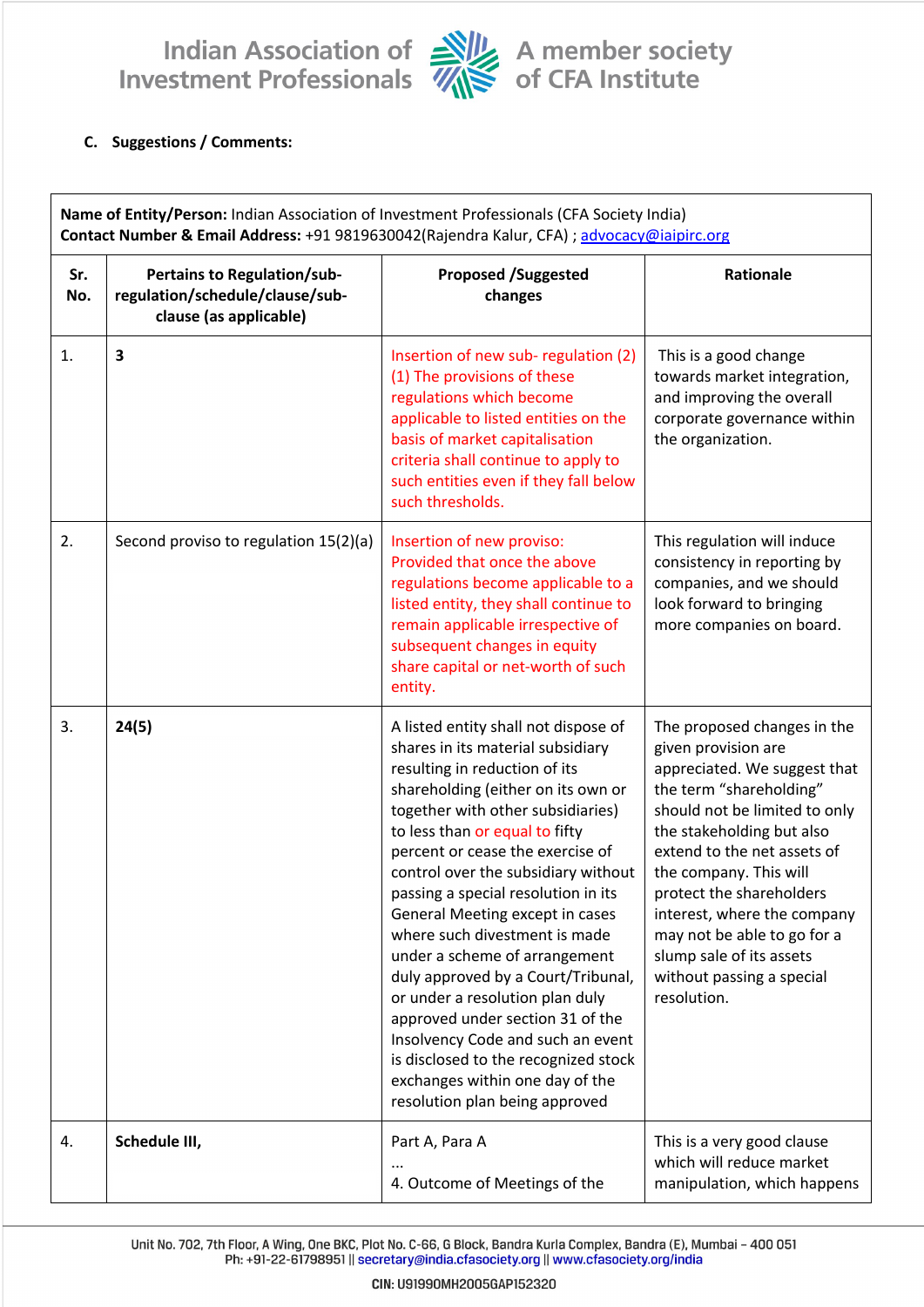C. **Suggestions / Comments:**

| **Name of Entity/Person:** Indian Association of Investment Professionals (CFA Society India)<br>**Contact Number & Email Address:** +91 9819630042(Rajendra Kalur, CFA) ; advocacy@iaipirc.org | | | |
|---|---|---|---|
| **Sr. No.** | **Pertains to Regulation/sub-regulation/schedule/clause/sub-clause (as applicable)** | **Proposed /Suggested changes** | **Rationale** |
| 1. | **3** | Insertion of new sub- regulation (2) (1) The provisions of these regulations which become applicable to listed entities on the basis of market capitalisation criteria shall continue to apply to such entities even if they fall below such thresholds. | This is a good change towards market integration, and improving the overall corporate governance within the organization. |
| 2. | Second proviso to regulation 15(2)(a) | Insertion of new proviso: Provided that once the above regulations become applicable to a listed entity, they shall continue to remain applicable irrespective of subsequent changes in equity share capital or net-worth of such entity. | This regulation will induce consistency in reporting by companies, and we should look forward to bringing more companies on board. |
| 3. | **24(5)** | A listed entity shall not dispose of shares in its material subsidiary resulting in reduction of its shareholding (either on its own or together with other subsidiaries) to less than or equal to fifty percent or cease the exercise of control over the subsidiary without passing a special resolution in its General Meeting except in cases where such divestment is made under a scheme of arrangement duly approved by a Court/Tribunal, or under a resolution plan duly approved under section 31 of the Insolvency Code and such an event is disclosed to the recognized stock exchanges within one day of the resolution plan being approved | The proposed changes in the given provision are appreciated. We suggest that the term "shareholding" should not be limited to only the stakeholding but also extend to the net assets of the company. This will protect the shareholders interest, where the company may not be able to go for a slump sale of its assets without passing a special resolution. |
| 4. | **Schedule III,** | Part A, Para A<br>...<br>4. Outcome of Meetings of the | This is a very good clause which will reduce market manipulation, which happens |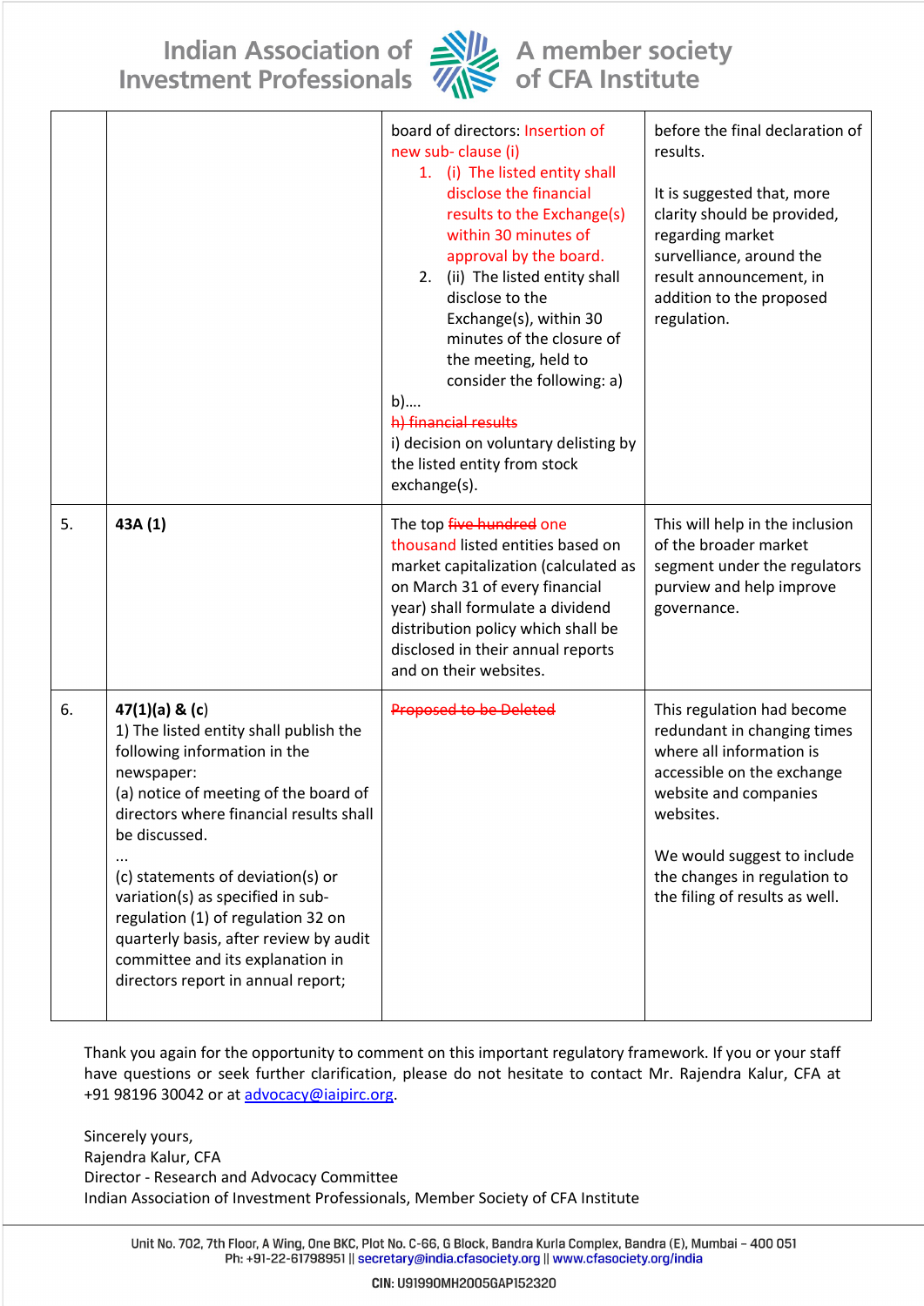| | | | |
|---|---|---|---|
| | | board of directors: Insertion of new sub- clause (i)<br>1. (i) The listed entity shall disclose the financial results to the Exchange(s) within 30 minutes of approval by the board.<br>2. (ii) The listed entity shall disclose to the Exchange(s), within 30 minutes of the closure of the meeting, held to consider the following: a) b)….<br>~~h) financial results~~<br>i) decision on voluntary delisting by the listed entity from stock exchange(s). | before the final declaration of results.<br><br>It is suggested that, more clarity should be provided, regarding market surveillance, around the result announcement, in addition to the proposed regulation. |
| 5. | **43A (1)** | The top ~~five hundred~~ one thousand listed entities based on market capitalization (calculated as on March 31 of every financial year) shall formulate a dividend distribution policy which shall be disclosed in their annual reports and on their websites. | This will help in the inclusion of the broader market segment under the regulators purview and help improve governance. |
| 6. | **47(1)(a) & (c)**<br>1) The listed entity shall publish the following information in the newspaper:<br>(a) notice of meeting of the board of directors where financial results shall be discussed.<br>...<br>(c) statements of deviation(s) or variation(s) as specified in sub-regulation (1) of regulation 32 on quarterly basis, after review by audit committee and its explanation in directors report in annual report; | ~~Proposed to be Deleted~~ | This regulation had become redundant in changing times where all information is accessible on the exchange website and companies websites.<br><br>We would suggest to include the changes in regulation to the filing of results as well. |

Thank you again for the opportunity to comment on this important regulatory framework. If you or your staff have questions or seek further clarification, please do not hesitate to contact Mr. Rajendra Kalur, CFA at +91 98196 30042 or at advocacy@iaipirc.org.

Sincerely yours,
Rajendra Kalur, CFA
Director - Research and Advocacy Committee
Indian Association of Investment Professionals, Member Society of CFA Institute